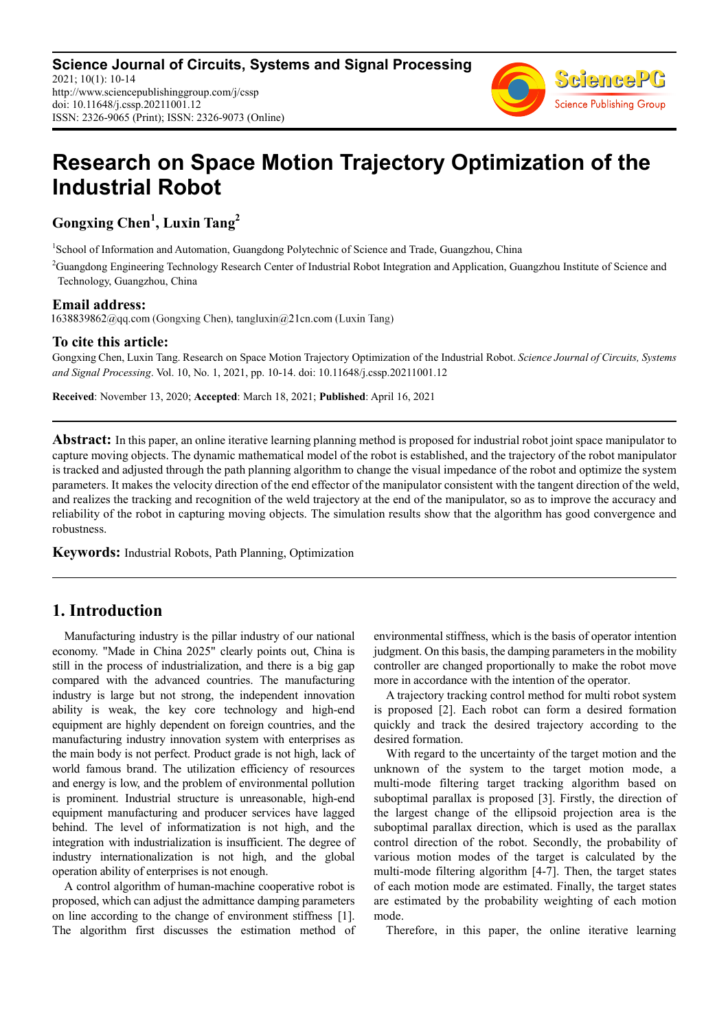**Science Journal of Circuits, Systems and Signal Processing**
2021; 10(1): 10-14
http://www.sciencepublishinggroup.com/j/cssp
doi: 10.11648/j.cssp.20211001.12
ISSN: 2326-9065 (Print); ISSN: 2326-9073 (Online)

# Research on Space Motion Trajectory Optimization of the Industrial Robot

**Gongxing Chen[1], Luxin Tang[2]**

[1]School of Information and Automation, Guangdong Polytechnic of Science and Trade, Guangzhou, China

[2]Guangdong Engineering Technology Research Center of Industrial Robot Integration and Application, Guangzhou Institute of Science and Technology, Guangzhou, China

## Email address:

1638839862@qq.com (Gongxing Chen), tangluxin@21cn.com (Luxin Tang)

## To cite this article:

Gongxing Chen, Luxin Tang. Research on Space Motion Trajectory Optimization of the Industrial Robot. *Science Journal of Circuits, Systems and Signal Processing*. Vol. 10, No. 1, 2021, pp. 10-14. doi: 10.11648/j.cssp.20211001.12

**Received**: November 13, 2020; **Accepted**: March 18, 2021; **Published**: April 16, 2021

**Abstract:** In this paper, an online iterative learning planning method is proposed for industrial robot joint space manipulator to capture moving objects. The dynamic mathematical model of the robot is established, and the trajectory of the robot manipulator is tracked and adjusted through the path planning algorithm to change the visual impedance of the robot and optimize the system parameters. It makes the velocity direction of the end effector of the manipulator consistent with the tangent direction of the weld, and realizes the tracking and recognition of the weld trajectory at the end of the manipulator, so as to improve the accuracy and reliability of the robot in capturing moving objects. The simulation results show that the algorithm has good convergence and robustness.

**Keywords:** Industrial Robots, Path Planning, Optimization

## 1. Introduction

Manufacturing industry is the pillar industry of our national economy. "Made in China 2025" clearly points out, China is still in the process of industrialization, and there is a big gap compared with the advanced countries. The manufacturing industry is large but not strong, the independent innovation ability is weak, the key core technology and high-end equipment are highly dependent on foreign countries, and the manufacturing industry innovation system with enterprises as the main body is not perfect. Product grade is not high, lack of world famous brand. The utilization efficiency of resources and energy is low, and the problem of environmental pollution is prominent. Industrial structure is unreasonable, high-end equipment manufacturing and producer services have lagged behind. The level of informatization is not high, and the integration with industrialization is insufficient. The degree of industry internationalization is not high, and the global operation ability of enterprises is not enough.

A control algorithm of human-machine cooperative robot is proposed, which can adjust the admittance damping parameters on line according to the change of environment stiffness [1]. The algorithm first discusses the estimation method of environmental stiffness, which is the basis of operator intention judgment. On this basis, the damping parameters in the mobility controller are changed proportionally to make the robot move more in accordance with the intention of the operator.

A trajectory tracking control method for multi robot system is proposed [2]. Each robot can form a desired formation quickly and track the desired trajectory according to the desired formation.

With regard to the uncertainty of the target motion and the unknown of the system to the target motion mode, a multi-mode filtering target tracking algorithm based on suboptimal parallax is proposed [3]. Firstly, the direction of the largest change of the ellipsoid projection area is the suboptimal parallax direction, which is used as the parallax control direction of the robot. Secondly, the probability of various motion modes of the target is calculated by the multi-mode filtering algorithm [4-7]. Then, the target states of each motion mode are estimated. Finally, the target states are estimated by the probability weighting of each motion mode.

Therefore, in this paper, the online iterative learning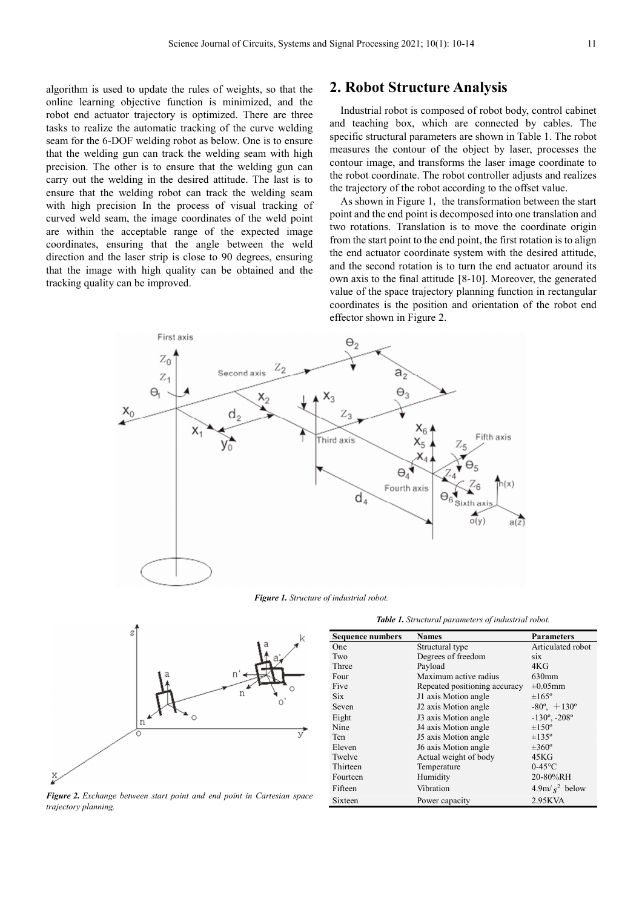algorithm is used to update the rules of weights, so that the online learning objective function is minimized, and the robot end actuator trajectory is optimized. There are three tasks to realize the automatic tracking of the curve welding seam for the 6-DOF welding robot as below. One is to ensure that the welding gun can track the welding seam with high precision. The other is to ensure that the welding gun can carry out the welding in the desired attitude. The last is to ensure that the welding robot can track the welding seam with high precision In the process of visual tracking of curved weld seam, the image coordinates of the weld point are within the acceptable range of the expected image coordinates, ensuring that the angle between the weld direction and the laser strip is close to 90 degrees, ensuring that the image with high quality can be obtained and the tracking quality can be improved.

## 2. Robot Structure Analysis

Industrial robot is composed of robot body, control cabinet and teaching box, which are connected by cables. The specific structural parameters are shown in Table 1. The robot measures the contour of the object by laser, processes the contour image, and transforms the laser image coordinate to the robot coordinate. The robot controller adjusts and realizes the trajectory of the robot according to the offset value.

As shown in Figure 1, the transformation between the start point and the end point is decomposed into one translation and two rotations. Translation is to move the coordinate origin from the start point to the end point, the first rotation is to align the end actuator coordinate system with the desired attitude, and the second rotation is to turn the end actuator around its own axis to the final attitude [8-10]. Moreover, the generated value of the space trajectory planning function in rectangular coordinates is the position and orientation of the robot end effector shown in Figure 2.

*Figure 1. Structure of industrial robot.*

*Figure 2. Exchange between start point and end point in Cartesian space trajectory planning.*

*Table 1. Structural parameters of industrial robot.*

| Sequence numbers | Names | Parameters |
|---|---|---|
| One | Structural type | Articulated robot |
| Two | Degrees of freedom | six |
| Three | Payload | 4KG |
| Four | Maximum active radius | 630mm |
| Five | Repeated positioning accuracy | ±0.05mm |
| Six | J1 axis Motion angle | ±165º |
| Seven | J2 axis Motion angle | -80º, ＋130º |
| Eight | J3 axis Motion angle | -130º, -208º |
| Nine | J4 axis Motion angle | ±150º |
| Ten | J5 axis Motion angle | ±135º |
| Eleven | J6 axis Motion angle | ±360º |
| Twelve | Actual weight of body | 45KG |
| Thirteen | Temperature | 0-45°C |
| Fourteen | Humidity | 20-80%RH |
| Fifteen | Vibration | $4.9m/s^2$ below |
| Sixteen | Power capacity | 2.95KVA |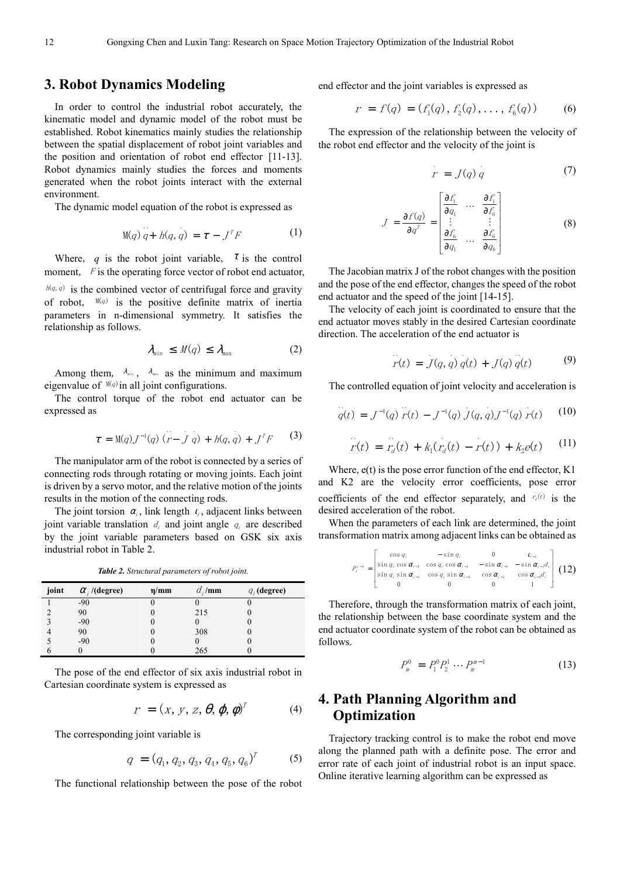## 3. Robot Dynamics Modeling

In order to control the industrial robot accurately, the kinematic model and dynamic model of the robot must be established. Robot kinematics mainly studies the relationship between the spatial displacement of robot joint variables and the position and orientation of robot end effector [11-13]. Robot dynamics mainly studies the forces and moments generated when the robot joints interact with the external environment.

The dynamic model equation of the robot is expressed as

$$M(q)\ddot{q} + h(q,\dot{q}) = \tau - J^T F \tag{1}$$

Where, $q$ is the robot joint variable, $\tau$ is the control moment, $F$ is the operating force vector of robot end actuator, $h(q,\dot{q})$ is the combined vector of centrifugal force and gravity of robot, $M(q)$ is the positive definite matrix of inertia parameters in n-dimensional symmetry. It satisfies the relationship as follows.

$$\lambda_{\min} \le M(q) \le \lambda_{\max} \tag{2}$$

Among them, $\lambda_{\min}$, $\lambda_{\max}$ as the minimum and maximum eigenvalue of $M(q)$ in all joint configurations.

The control torque of the robot end actuator can be expressed as

$$\tau = M(q)J^{-1}(q)(\ddot{r} - \dot{J}\dot{q}) + h(q,\dot{q}) + J^T F \tag{3}$$

The manipulator arm of the robot is connected by a series of connecting rods through rotating or moving joints. Each joint is driven by a servo motor, and the relative motion of the joints results in the motion of the connecting rods.

The joint torsion $\alpha_i$, link length $\iota_i$, adjacent links between joint variable translation $d_i$ and joint angle $q_i$ are described by the joint variable parameters based on GSK six axis industrial robot in Table 2.

***Table 2.*** *Structural parameters of robot joint.*

| joint | $\alpha_i$ /(degree) | η/mm | $d_i$/mm | $q_i$ (degree) |
|---|---|---|---|---|
| 1 | -90 | 0 | 0 | 0 |
| 2 | 90 | 0 | 215 | 0 |
| 3 | -90 | 0 | 0 | 0 |
| 4 | 90 | 0 | 308 | 0 |
| 5 | -90 | 0 | 0 | 0 |
| 6 | 0 | 0 | 265 | 0 |

The pose of the end effector of six axis industrial robot in Cartesian coordinate system is expressed as

$$r = (x, y, z, \theta, \varphi, \phi)^T \tag{4}$$

The corresponding joint variable is

$$q = (q_1, q_2, q_3, q_4, q_5, q_6)^T \tag{5}$$

The functional relationship between the pose of the robot end effector and the joint variables is expressed as

$$r = f(q) = (f_1(q), f_2(q), \ldots, f_6(q)) \tag{6}$$

The expression of the relationship between the velocity of the robot end effector and the velocity of the joint is

$$\dot{r} = J(q)\dot{q} \tag{7}$$

$$J = \frac{\partial f(q)}{\partial q^T} = \begin{bmatrix} \frac{\partial f_1}{\partial q_1} & \cdots & \frac{\partial f_1}{\partial f_6} \\ \vdots & & \vdots \\ \frac{\partial f_6}{\partial q_1} & \cdots & \frac{\partial f_6}{\partial q_6} \end{bmatrix} \tag{8}$$

The Jacobian matrix J of the robot changes with the position and the pose of the end effector, changes the speed of the robot end actuator and the speed of the joint [14-15].

The velocity of each joint is coordinated to ensure that the end actuator moves stably in the desired Cartesian coordinate direction. The acceleration of the end actuator is

$$\ddot{r}(t) = \dot{J}(q,\dot{q})\dot{q}(t) + J(q)\ddot{q}(t) \tag{9}$$

The controlled equation of joint velocity and acceleration is

$$\ddot{q}(t) = J^{-1}(q)\ddot{r}(t) - J^{-1}(q)\dot{J}(q,\dot{q})J^{-1}(q)\dot{r}(t) \tag{10}$$

$$\ddot{r}(t) = \ddot{r}_d(t) + k_1(\dot{r}_d(t) - \dot{r}(t)) + k_2 e(t) \tag{11}$$

Where, e(t) is the pose error function of the end effector, K1 and K2 are the velocity error coefficients, pose error coefficients of the end effector separately, and $\ddot{r}_d(t)$ is the desired acceleration of the robot.

When the parameters of each link are determined, the joint transformation matrix among adjacent links can be obtained as

$$P_i^{i-1} = \begin{bmatrix} \cos q_i & -\sin q_i & 0 & \iota_{i-1} \\ \sin q_i \cos\alpha_{i-1} & \cos q_i \cos\alpha_{i-1} & -\sin\alpha_{i-1} & -\sin\alpha_{i-1} d_i \\ \sin q_i \sin\alpha_{i-1} & \cos q_i \sin\alpha_{i-1} & \cos\alpha_{i-1} & \cos\alpha_{i-1} d_i \\ 0 & 0 & 0 & 1 \end{bmatrix} \tag{12}$$

Therefore, through the transformation matrix of each joint, the relationship between the base coordinate system and the end actuator coordinate system of the robot can be obtained as follows.

$$P_m^0 = P_1^0 P_2^1 \cdots P_m^{m-1} \tag{13}$$

## 4. Path Planning Algorithm and Optimization

Trajectory tracking control is to make the robot end move along the planned path with a definite pose. The error and error rate of each joint of industrial robot is an input space. Online iterative learning algorithm can be expressed as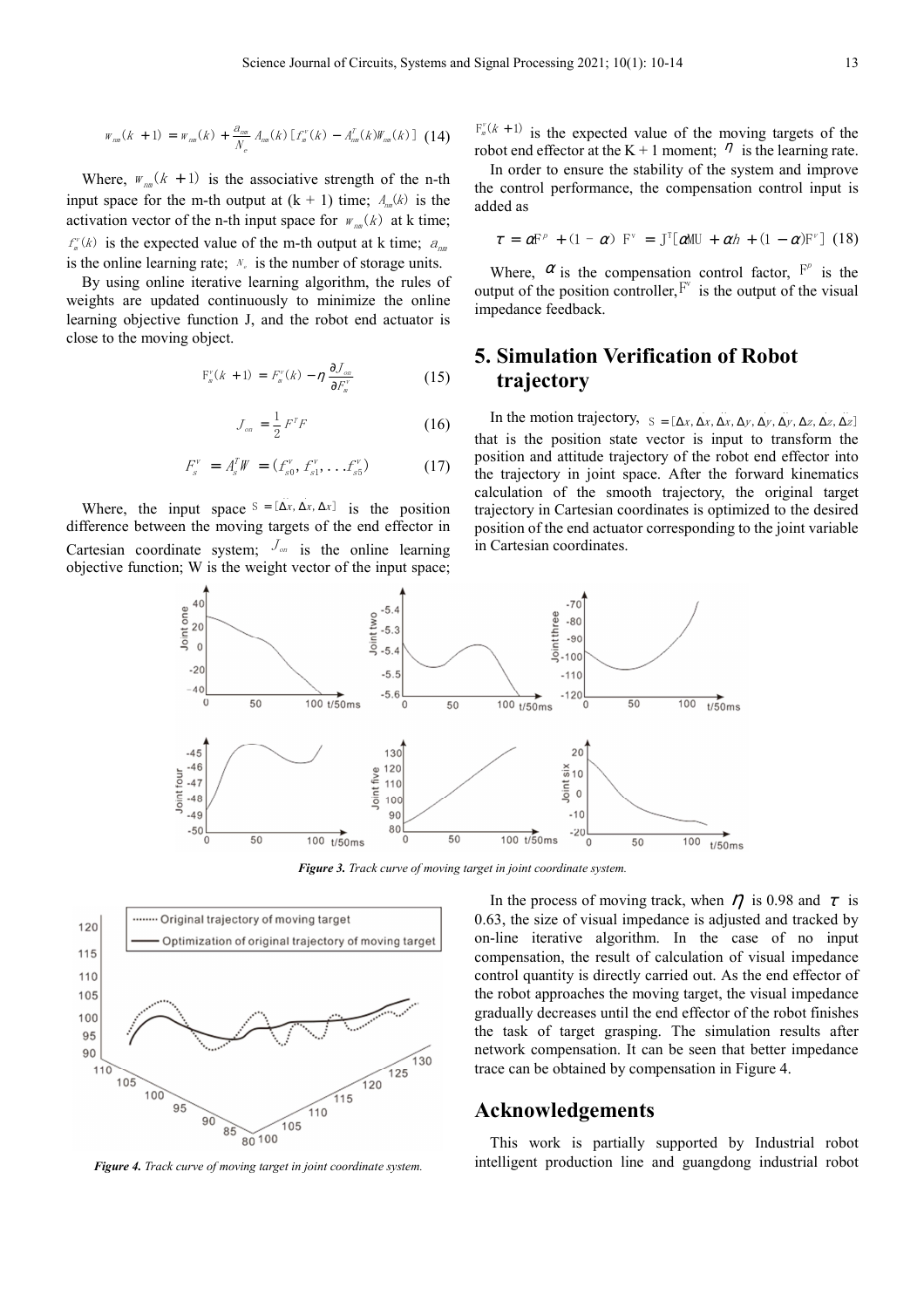$$w_{nm}(k+1) = w_{nm}(k) + \frac{a_{nm}}{N_e} A_{nm}(k)\left[f_m^v(k) - A_{nm}^T(k)W_{nm}(k)\right] \quad (14)$$

Where, $w_{nm}(k+1)$ is the associative strength of the n-th input space for the m-th output at (k + 1) time; $A_{nm}(k)$ is the activation vector of the n-th input space for $w_{nm}(k)$ at k time; $f_m^v(k)$ is the expected value of the m-th output at k time; $a_{nm}$ is the online learning rate; $N_e$ is the number of storage units.

By using online iterative learning algorithm, the rules of weights are updated continuously to minimize the online learning objective function J, and the robot end actuator is close to the moving object.

$$F_m^v(k+1) = F_m^v(k) - \eta \frac{\partial J_{on}}{\partial F_m^v} \quad (15)$$

$$J_{on} = \frac{1}{2} F^T F \quad (16)$$

$$F_s^v = A_s^T W = (f_{s0}^v, f_{s1}^v, \ldots f_{s5}^v) \quad (17)$$

Where, the input space $S = [\Delta x, \Delta\dot{x}, \Delta\ddot{x}]$ is the position difference between the moving targets of the end effector in Cartesian coordinate system; $J_{on}$ is the online learning objective function; W is the weight vector of the input space; $F_m^v(k+1)$ is the expected value of the moving targets of the robot end effector at the K + 1 moment; $\eta$ is the learning rate.

In order to ensure the stability of the system and improve the control performance, the compensation control input is added as

$$\tau = \alpha F^p + (1-\alpha) F^v = J^T[\alpha MU + \alpha h + (1-\alpha) F^v] \quad (18)$$

Where, $\alpha$ is the compensation control factor, $F^p$ is the output of the position controller, $F^v$ is the output of the visual impedance feedback.

## 5. Simulation Verification of Robot trajectory

In the motion trajectory, $S = [\Delta x, \Delta\dot{x}, \Delta\ddot{x}, \Delta y, \Delta\dot{y}, \Delta\ddot{y}, \Delta z, \Delta\dot{z}, \Delta\ddot{z}]$ that is the position state vector is input to transform the position and attitude trajectory of the robot end effector into the trajectory in joint space. After the forward kinematics calculation of the smooth trajectory, the original target trajectory in Cartesian coordinates is optimized to the desired position of the end actuator corresponding to the joint variable in Cartesian coordinates.

*Figure 3. Track curve of moving target in joint coordinate system.*

*Figure 4. Track curve of moving target in joint coordinate system.*

In the process of moving track, when $\eta$ is 0.98 and $\tau$ is 0.63, the size of visual impedance is adjusted and tracked by on-line iterative algorithm. In the case of no input compensation, the result of calculation of visual impedance control quantity is directly carried out. As the end effector of the robot approaches the moving target, the visual impedance gradually decreases until the end effector of the robot finishes the task of target grasping. The simulation results after network compensation. It can be seen that better impedance trace can be obtained by compensation in Figure 4.

## Acknowledgements

This work is partially supported by Industrial robot intelligent production line and guangdong industrial robot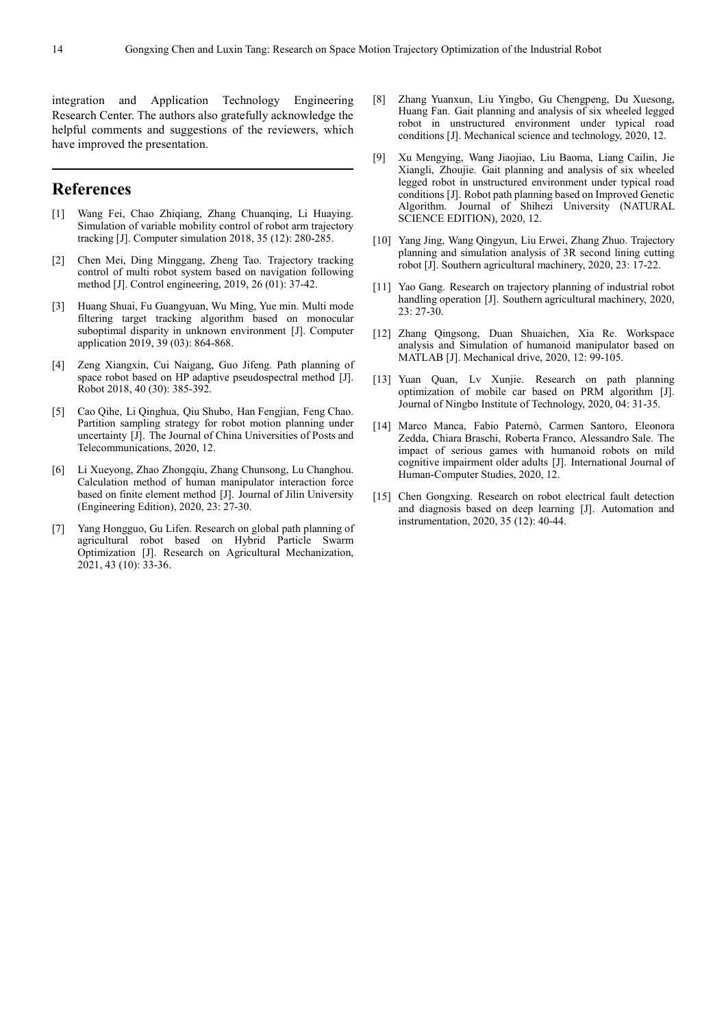integration and Application Technology Engineering Research Center. The authors also gratefully acknowledge the helpful comments and suggestions of the reviewers, which have improved the presentation.

## References

[1] Wang Fei, Chao Zhiqiang, Zhang Chuanqing, Li Huaying. Simulation of variable mobility control of robot arm trajectory tracking [J]. Computer simulation 2018, 35 (12): 280-285.

[2] Chen Mei, Ding Minggang, Zheng Tao. Trajectory tracking control of multi robot system based on navigation following method [J]. Control engineering, 2019, 26 (01): 37-42.

[3] Huang Shuai, Fu Guangyuan, Wu Ming, Yue min. Multi mode filtering target tracking algorithm based on monocular suboptimal disparity in unknown environment [J]. Computer application 2019, 39 (03): 864-868.

[4] Zeng Xiangxin, Cui Naigang, Guo Jifeng. Path planning of space robot based on HP adaptive pseudospectral method [J]. Robot 2018, 40 (30): 385-392.

[5] Cao Qihe, Li Qinghua, Qiu Shubo, Han Fengjian, Feng Chao. Partition sampling strategy for robot motion planning under uncertainty [J]. The Journal of China Universities of Posts and Telecommunications, 2020, 12.

[6] Li Xueyong, Zhao Zhongqiu, Zhang Chunsong, Lu Changhou. Calculation method of human manipulator interaction force based on finite element method [J]. Journal of Jilin University (Engineering Edition), 2020, 23: 27-30.

[7] Yang Hongguo, Gu Lifen. Research on global path planning of agricultural robot based on Hybrid Particle Swarm Optimization [J]. Research on Agricultural Mechanization, 2021, 43 (10): 33-36.

[8] Zhang Yuanxun, Liu Yingbo, Gu Chengpeng, Du Xuesong, Huang Fan. Gait planning and analysis of six wheeled legged robot in unstructured environment under typical road conditions [J]. Mechanical science and technology, 2020, 12.

[9] Xu Mengying, Wang Jiaojiao, Liu Baoma, Liang Cailin, Jie Xiangli, Zhoujie. Gait planning and analysis of six wheeled legged robot in unstructured environment under typical road conditions [J]. Robot path planning based on Improved Genetic Algorithm. Journal of Shihezi University (NATURAL SCIENCE EDITION), 2020, 12.

[10] Yang Jing, Wang Qingyun, Liu Erwei, Zhang Zhuo. Trajectory planning and simulation analysis of 3R second lining cutting robot [J]. Southern agricultural machinery, 2020, 23: 17-22.

[11] Yao Gang. Research on trajectory planning of industrial robot handling operation [J]. Southern agricultural machinery, 2020, 23: 27-30.

[12] Zhang Qingsong, Duan Shuaichen, Xia Re. Workspace analysis and Simulation of humanoid manipulator based on MATLAB [J]. Mechanical drive, 2020, 12: 99-105.

[13] Yuan Quan, Lv Xunjie. Research on path planning optimization of mobile car based on PRM algorithm [J]. Journal of Ningbo Institute of Technology, 2020, 04: 31-35.

[14] Marco Manca, Fabio Paternò, Carmen Santoro, Eleonora Zedda, Chiara Braschi, Roberta Franco, Alessandro Sale. The impact of serious games with humanoid robots on mild cognitive impairment older adults [J]. International Journal of Human-Computer Studies, 2020, 12.

[15] Chen Gongxing. Research on robot electrical fault detection and diagnosis based on deep learning [J]. Automation and instrumentation, 2020, 35 (12): 40-44.